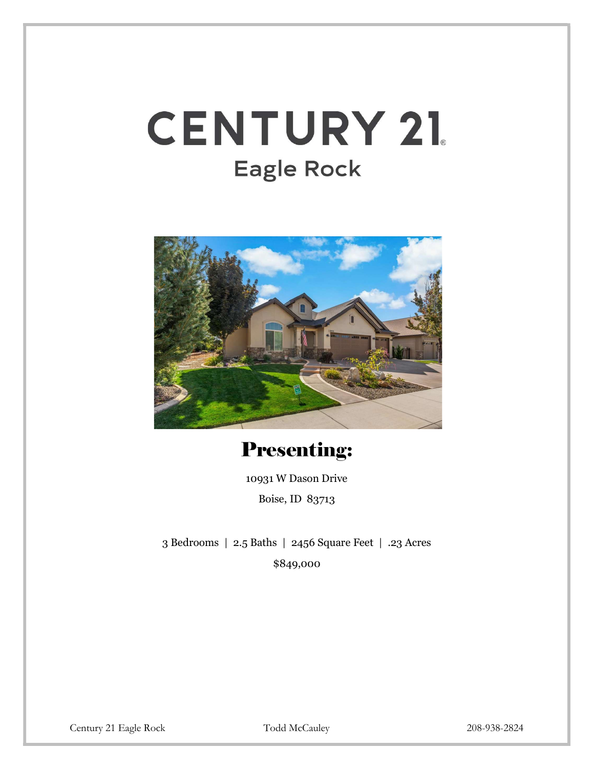# CENTURY 21

## Eagle Rock

## Presenting:

10931 W Dason Drive

Boise, ID 83713

3 Bedrooms | 2.5 Baths | 2456 Square Feet | .23 Acres

$849,000

Century 21 Eagle Rock Todd McCauley 208-938-2824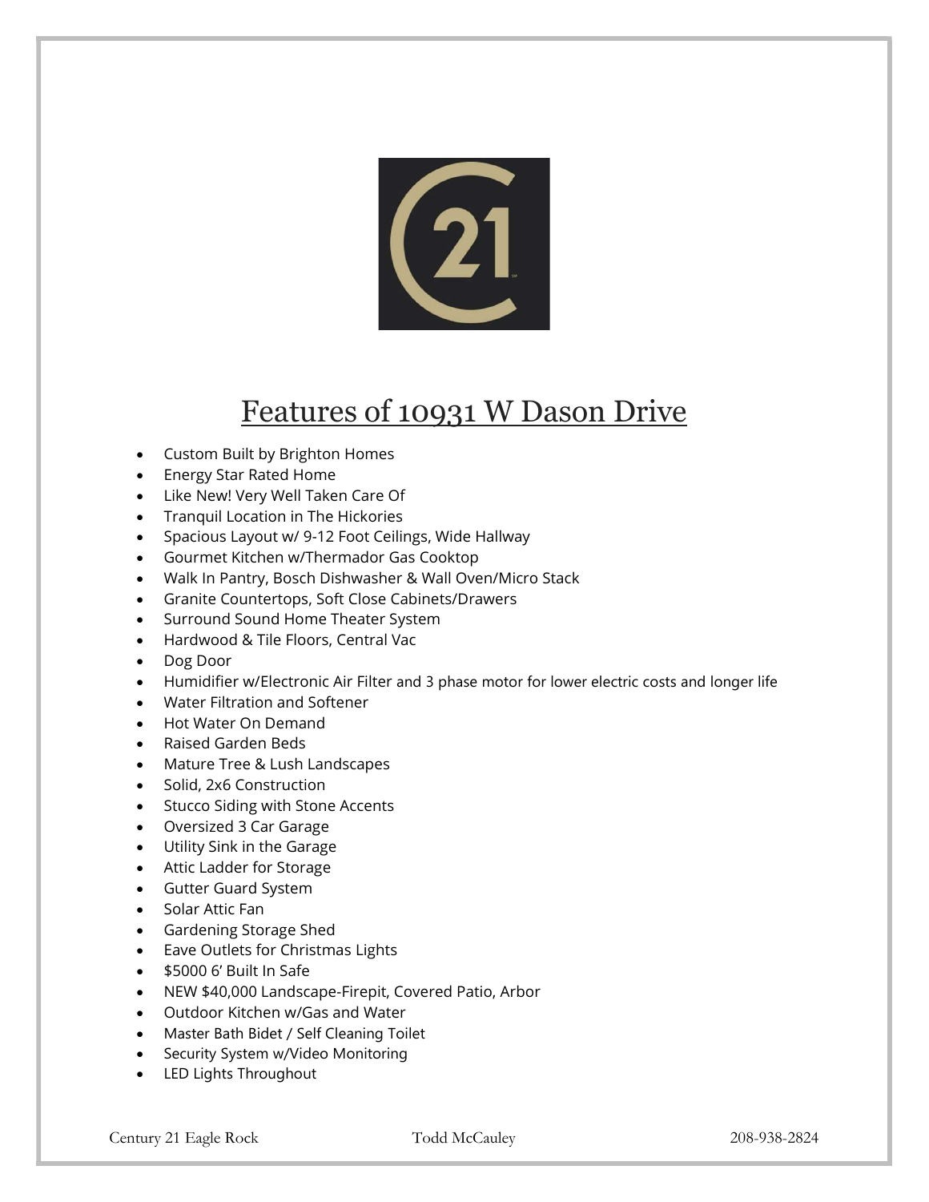# Features of 10931 W Dason Drive

- Custom Built by Brighton Homes
- Energy Star Rated Home
- Like New! Very Well Taken Care Of
- Tranquil Location in The Hickories
- Spacious Layout w/ 9-12 Foot Ceilings, Wide Hallway
- Gourmet Kitchen w/Thermador Gas Cooktop
- Walk In Pantry, Bosch Dishwasher & Wall Oven/Micro Stack
- Granite Countertops, Soft Close Cabinets/Drawers
- Surround Sound Home Theater System
- Hardwood & Tile Floors, Central Vac
- Dog Door
- Humidifier w/Electronic Air Filter and 3 phase motor for lower electric costs and longer life
- Water Filtration and Softener
- Hot Water On Demand
- Raised Garden Beds
- Mature Tree & Lush Landscapes
- Solid, 2x6 Construction
- Stucco Siding with Stone Accents
- Oversized 3 Car Garage
- Utility Sink in the Garage
- Attic Ladder for Storage
- Gutter Guard System
- Solar Attic Fan
- Gardening Storage Shed
- Eave Outlets for Christmas Lights
- $5000 6' Built In Safe
- NEW $40,000 Landscape-Firepit, Covered Patio, Arbor
- Outdoor Kitchen w/Gas and Water
- Master Bath Bidet / Self Cleaning Toilet
- Security System w/Video Monitoring
- LED Lights Throughout

Century 21 Eagle Rock | Todd McCauley | 208-938-2824